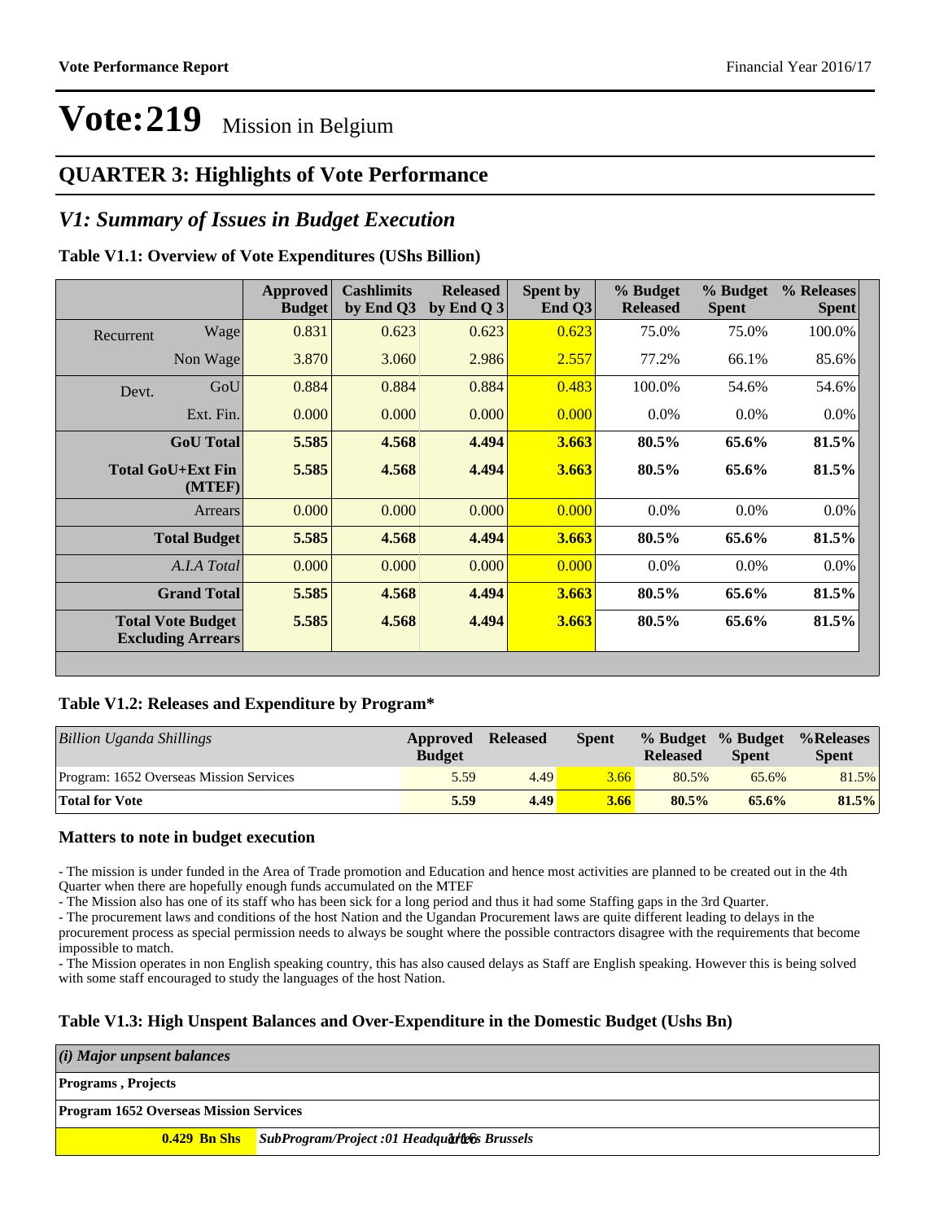# Vote:219 Mission in Belgium

## QUARTER 3: Highlights of Vote Performance

## *V1: Summary of Issues in Budget Execution*

**Table V1.1: Overview of Vote Expenditures (UShs Billion)**

| | | Approved Budget | Cashlimits by End Q3 | Released by End Q 3 | Spent by End Q3 | % Budget Released | % Budget Spent | % Releases Spent |
|---|---|---|---|---|---|---|---|---|
| Recurrent | Wage | 0.831 | 0.623 | 0.623 | 0.623 | 75.0% | 75.0% | 100.0% |
| | Non Wage | 3.870 | 3.060 | 2.986 | 2.557 | 77.2% | 66.1% | 85.6% |
| Devt. | GoU | 0.884 | 0.884 | 0.884 | 0.483 | 100.0% | 54.6% | 54.6% |
| | Ext. Fin. | 0.000 | 0.000 | 0.000 | 0.000 | 0.0% | 0.0% | 0.0% |
| **GoU Total** | | **5.585** | **4.568** | **4.494** | **3.663** | **80.5%** | **65.6%** | **81.5%** |
| **Total GoU+Ext Fin (MTEF)** | | **5.585** | **4.568** | **4.494** | **3.663** | **80.5%** | **65.6%** | **81.5%** |
| Arrears | | 0.000 | 0.000 | 0.000 | 0.000 | 0.0% | 0.0% | 0.0% |
| **Total Budget** | | **5.585** | **4.568** | **4.494** | **3.663** | **80.5%** | **65.6%** | **81.5%** |
| *A.I.A Total* | | 0.000 | 0.000 | 0.000 | 0.000 | 0.0% | 0.0% | 0.0% |
| **Grand Total** | | **5.585** | **4.568** | **4.494** | **3.663** | **80.5%** | **65.6%** | **81.5%** |
| **Total Vote Budget Excluding Arrears** | | **5.585** | **4.568** | **4.494** | **3.663** | **80.5%** | **65.6%** | **81.5%** |

**Table V1.2: Releases and Expenditure by Program***

| *Billion Uganda Shillings* | Approved Budget | Released | Spent | % Budget Released | % Budget Spent | %Releases Spent |
|---|---|---|---|---|---|---|
| Program: 1652 Overseas Mission Services | 5.59 | 4.49 | 3.66 | 80.5% | 65.6% | 81.5% |
| **Total for Vote** | **5.59** | **4.49** | **3.66** | **80.5%** | **65.6%** | **81.5%** |

### Matters to note in budget execution

- The mission is under funded in the Area of Trade promotion and Education and hence most activities are planned to be created out in the 4th Quarter when there are hopefully enough funds accumulated on the MTEF
- The Mission also has one of its staff who has been sick for a long period and thus it had some Staffing gaps in the 3rd Quarter.
- The procurement laws and conditions of the host Nation and the Ugandan Procurement laws are quite different leading to delays in the procurement process as special permission needs to always be sought where the possible contractors disagree with the requirements that become impossible to match.
- The Mission operates in non English speaking country, this has also caused delays as Staff are English speaking. However this is being solved with some staff encouraged to study the languages of the host Nation.

**Table V1.3: High Unspent Balances and Over-Expenditure in the Domestic Budget (Ushs Bn)**

| *(i) Major unpsent balances* | |
|---|---|
| **Programs , Projects** | |
| **Program 1652 Overseas Mission Services** | |
| **0.429 Bn Shs** | ***SubProgram/Project :01 Headquarters Brussels*** |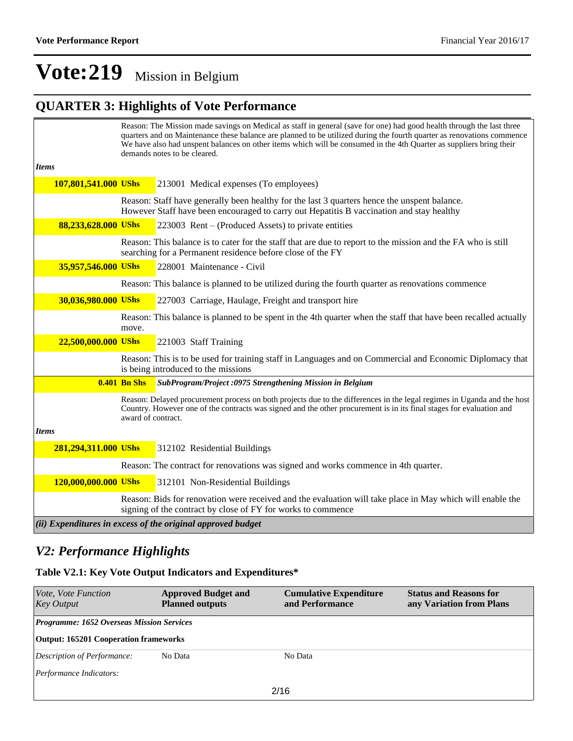# Vote:219 Mission in Belgium

## QUARTER 3: Highlights of Vote Performance

Reason: The Mission made savings on Medical as staff in general (save for one) had good health through the last three quarters and on Maintenance these balance are planned to be utilized during the fourth quarter as renovations commence We have also had unspent balances on other items which will be consumed in the 4th Quarter as suppliers bring their demands notes to be cleared.

*Items*

**107,801,541.000 UShs** 213001 Medical expenses (To employees)

Reason: Staff have generally been healthy for the last 3 quarters hence the unspent balance. However Staff have been encouraged to carry out Hepatitis B vaccination and stay healthy

**88,233,628.000 UShs** 223003 Rent – (Produced Assets) to private entities

Reason: This balance is to cater for the staff that are due to report to the mission and the FA who is still searching for a Permanent residence before close of the FY

**35,957,546.000 UShs** 228001 Maintenance - Civil

Reason: This balance is planned to be utilized during the fourth quarter as renovations commence

**30,036,980.000 UShs** 227003 Carriage, Haulage, Freight and transport hire

Reason: This balance is planned to be spent in the 4th quarter when the staff that have been recalled actually move.

**22,500,000.000 UShs** 221003 Staff Training

Reason: This is to be used for training staff in Languages and on Commercial and Economic Diplomacy that is being introduced to the missions

**0.401 Bn Shs** ***SubProgram/Project :0975 Strengthening Mission in Belgium***

Reason: Delayed procurement process on both projects due to the differences in the legal regimes in Uganda and the host Country. However one of the contracts was signed and the other procurement is in its final stages for evaluation and award of contract.

*Items*

**281,294,311.000 UShs** 312102 Residential Buildings

Reason: The contract for renovations was signed and works commence in 4th quarter.

**120,000,000.000 UShs** 312101 Non-Residential Buildings

Reason: Bids for renovation were received and the evaluation will take place in May which will enable the signing of the contract by close of FY for works to commence

***(ii) Expenditures in excess of the original approved budget***

## *V2: Performance Highlights*

### Table V2.1: Key Vote Output Indicators and Expenditures*

| *Vote, Vote Function Key Output* | **Approved Budget and Planned outputs** | **Cumulative Expenditure and Performance** | **Status and Reasons for any Variation from Plans** |
|---|---|---|---|
| ***Programme: 1652 Overseas Mission Services*** | | | |
| **Output: 165201 Cooperation frameworks** | | | |
| *Description of Performance:* | No Data | No Data | |
| *Performance Indicators:* | | | |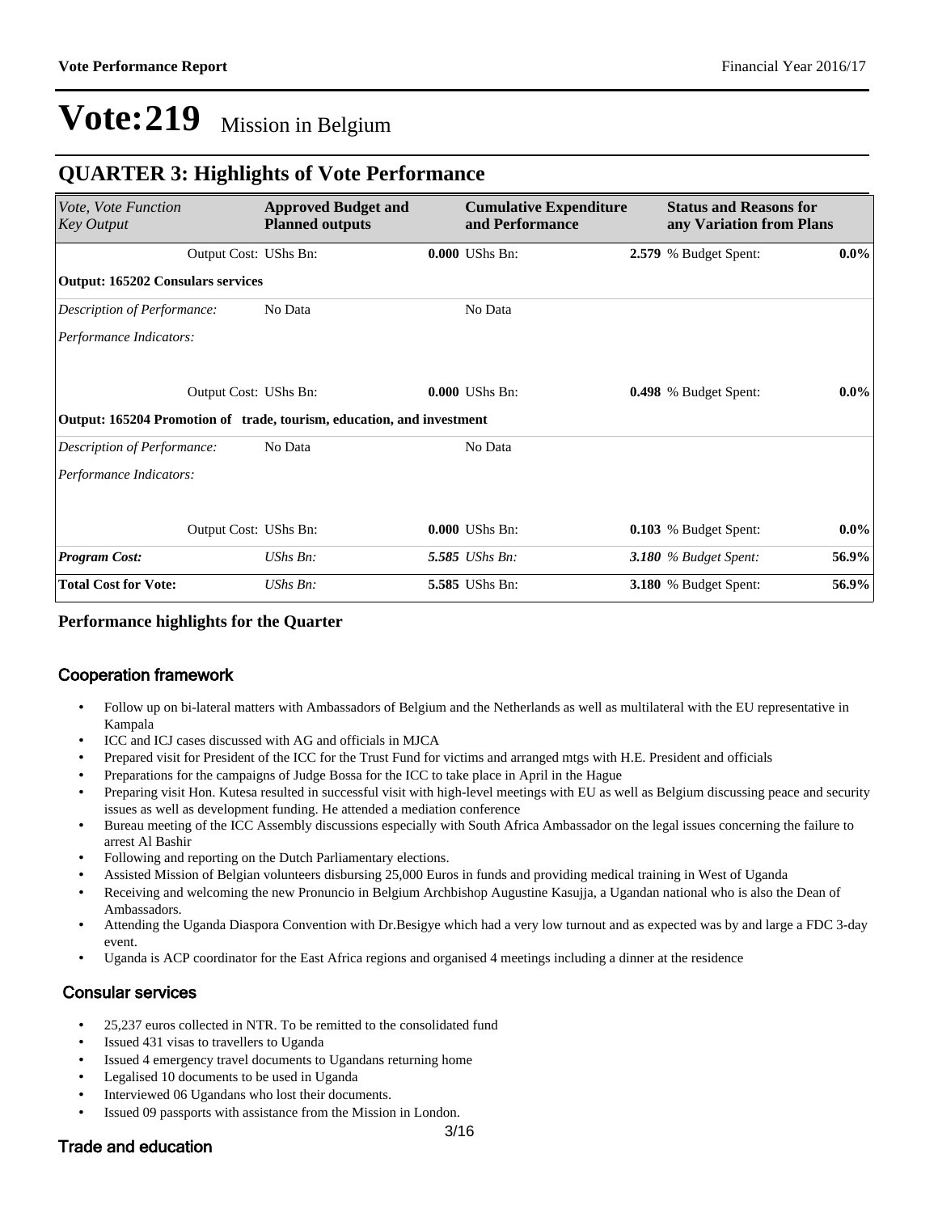# Vote:219 Mission in Belgium

## QUARTER 3: Highlights of Vote Performance

| *Vote, Vote Function Key Output* | **Approved Budget and Planned outputs** | **Cumulative Expenditure and Performance** | **Status and Reasons for any Variation from Plans** | |
|---|---|---|---|---|
| Output Cost: UShs Bn: | **0.000** UShs Bn: | **2.579** % Budget Spent: | | **0.0%** |
| **Output: 165202 Consulars services** | | | | |
| *Description of Performance:* | No Data | No Data | | |
| *Performance Indicators:* | | | | |
| Output Cost: UShs Bn: | **0.000** UShs Bn: | **0.498** % Budget Spent: | | **0.0%** |
| **Output: 165204 Promotion of trade, tourism, education, and investment** | | | | |
| *Description of Performance:* | No Data | No Data | | |
| *Performance Indicators:* | | | | |
| Output Cost: UShs Bn: | **0.000** UShs Bn: | **0.103** % Budget Spent: | | **0.0%** |
| ***Program Cost:*** | *UShs Bn:* | ***5.585*** *UShs Bn:* | ***3.180*** *% Budget Spent:* | **56.9%** |
| **Total Cost for Vote:** | *UShs Bn:* | **5.585** UShs Bn: | **3.180** % Budget Spent: | **56.9%** |

**Performance highlights for the Quarter**

### Cooperation framework

- Follow up on bi-lateral matters with Ambassadors of Belgium and the Netherlands as well as multilateral with the EU representative in Kampala
- ICC and ICJ cases discussed with AG and officials in MJCA
- Prepared visit for President of the ICC for the Trust Fund for victims and arranged mtgs with H.E. President and officials
- Preparations for the campaigns of Judge Bossa for the ICC to take place in April in the Hague
- Preparing visit Hon. Kutesa resulted in successful visit with high-level meetings with EU as well as Belgium discussing peace and security issues as well as development funding. He attended a mediation conference
- Bureau meeting of the ICC Assembly discussions especially with South Africa Ambassador on the legal issues concerning the failure to arrest Al Bashir
- Following and reporting on the Dutch Parliamentary elections.
- Assisted Mission of Belgian volunteers disbursing 25,000 Euros in funds and providing medical training in West of Uganda
- Receiving and welcoming the new Pronuncio in Belgium Archbishop Augustine Kasujja, a Ugandan national who is also the Dean of Ambassadors.
- Attending the Uganda Diaspora Convention with Dr.Besigye which had a very low turnout and as expected was by and large a FDC 3-day event.
- Uganda is ACP coordinator for the East Africa regions and organised 4 meetings including a dinner at the residence

### Consular services

- 25,237 euros collected in NTR. To be remitted to the consolidated fund
- Issued 431 visas to travellers to Uganda
- Issued 4 emergency travel documents to Ugandans returning home
- Legalised 10 documents to be used in Uganda
- Interviewed 06 Ugandans who lost their documents.
- Issued 09 passports with assistance from the Mission in London.

### Trade and education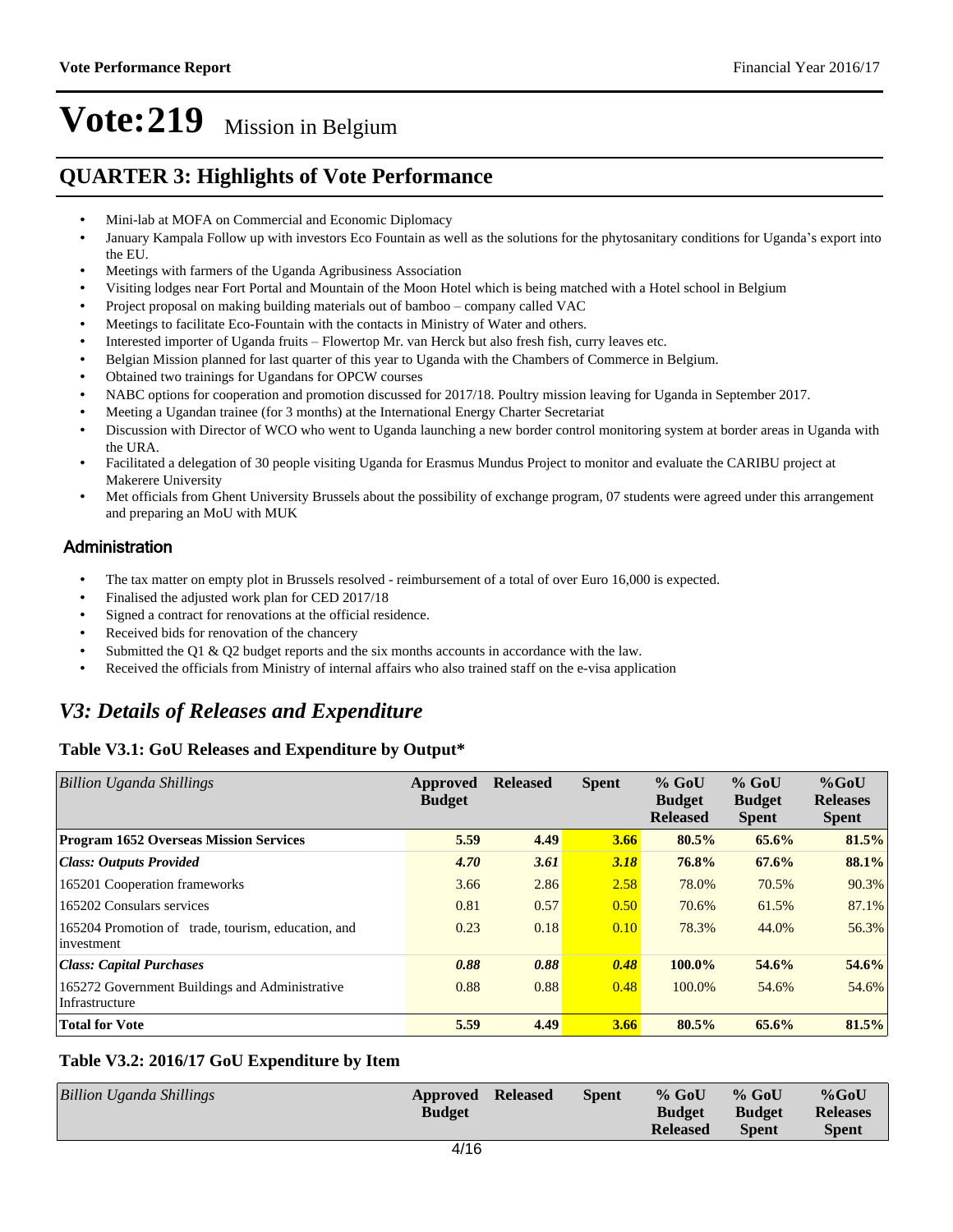# Vote:219 Mission in Belgium

## QUARTER 3: Highlights of Vote Performance

- Mini-lab at MOFA on Commercial and Economic Diplomacy
- January Kampala Follow up with investors Eco Fountain as well as the solutions for the phytosanitary conditions for Uganda's export into the EU.
- Meetings with farmers of the Uganda Agribusiness Association
- Visiting lodges near Fort Portal and Mountain of the Moon Hotel which is being matched with a Hotel school in Belgium
- Project proposal on making building materials out of bamboo – company called VAC
- Meetings to facilitate Eco-Fountain with the contacts in Ministry of Water and others.
- Interested importer of Uganda fruits – Flowertop Mr. van Herck but also fresh fish, curry leaves etc.
- Belgian Mission planned for last quarter of this year to Uganda with the Chambers of Commerce in Belgium.
- Obtained two trainings for Ugandans for OPCW courses
- NABC options for cooperation and promotion discussed for 2017/18. Poultry mission leaving for Uganda in September 2017.
- Meeting a Ugandan trainee (for 3 months) at the International Energy Charter Secretariat
- Discussion with Director of WCO who went to Uganda launching a new border control monitoring system at border areas in Uganda with the URA.
- Facilitated a delegation of 30 people visiting Uganda for Erasmus Mundus Project to monitor and evaluate the CARIBU project at Makerere University
- Met officials from Ghent University Brussels about the possibility of exchange program, 07 students were agreed under this arrangement and preparing an MoU with MUK

### Administration

- The tax matter on empty plot in Brussels resolved - reimbursement of a total of over Euro 16,000 is expected.
- Finalised the adjusted work plan for CED 2017/18
- Signed a contract for renovations at the official residence.
- Received bids for renovation of the chancery
- Submitted the Q1 & Q2 budget reports and the six months accounts in accordance with the law.
- Received the officials from Ministry of internal affairs who also trained staff on the e-visa application

## *V3: Details of Releases and Expenditure*

### Table V3.1: GoU Releases and Expenditure by Output*

| *Billion Uganda Shillings* | Approved Budget | Released | Spent | % GoU Budget Released | % GoU Budget Spent | %GoU Releases Spent |
|---|---|---|---|---|---|---|
| **Program 1652 Overseas Mission Services** | **5.59** | **4.49** | **3.66** | **80.5%** | **65.6%** | **81.5%** |
| ***Class: Outputs Provided*** | ***4.70*** | ***3.61*** | ***3.18*** | **76.8%** | **67.6%** | **88.1%** |
| 165201 Cooperation frameworks | 3.66 | 2.86 | 2.58 | 78.0% | 70.5% | 90.3% |
| 165202 Consulars services | 0.81 | 0.57 | 0.50 | 70.6% | 61.5% | 87.1% |
| 165204 Promotion of trade, tourism, education, and investment | 0.23 | 0.18 | 0.10 | 78.3% | 44.0% | 56.3% |
| ***Class: Capital Purchases*** | ***0.88*** | ***0.88*** | ***0.48*** | **100.0%** | **54.6%** | **54.6%** |
| 165272 Government Buildings and Administrative Infrastructure | 0.88 | 0.88 | 0.48 | 100.0% | 54.6% | 54.6% |
| **Total for Vote** | **5.59** | **4.49** | **3.66** | **80.5%** | **65.6%** | **81.5%** |

### Table V3.2: 2016/17 GoU Expenditure by Item

| *Billion Uganda Shillings* | Approved Budget | Released | Spent | % GoU Budget Released | % GoU Budget Spent | %GoU Releases Spent |
|---|---|---|---|---|---|---|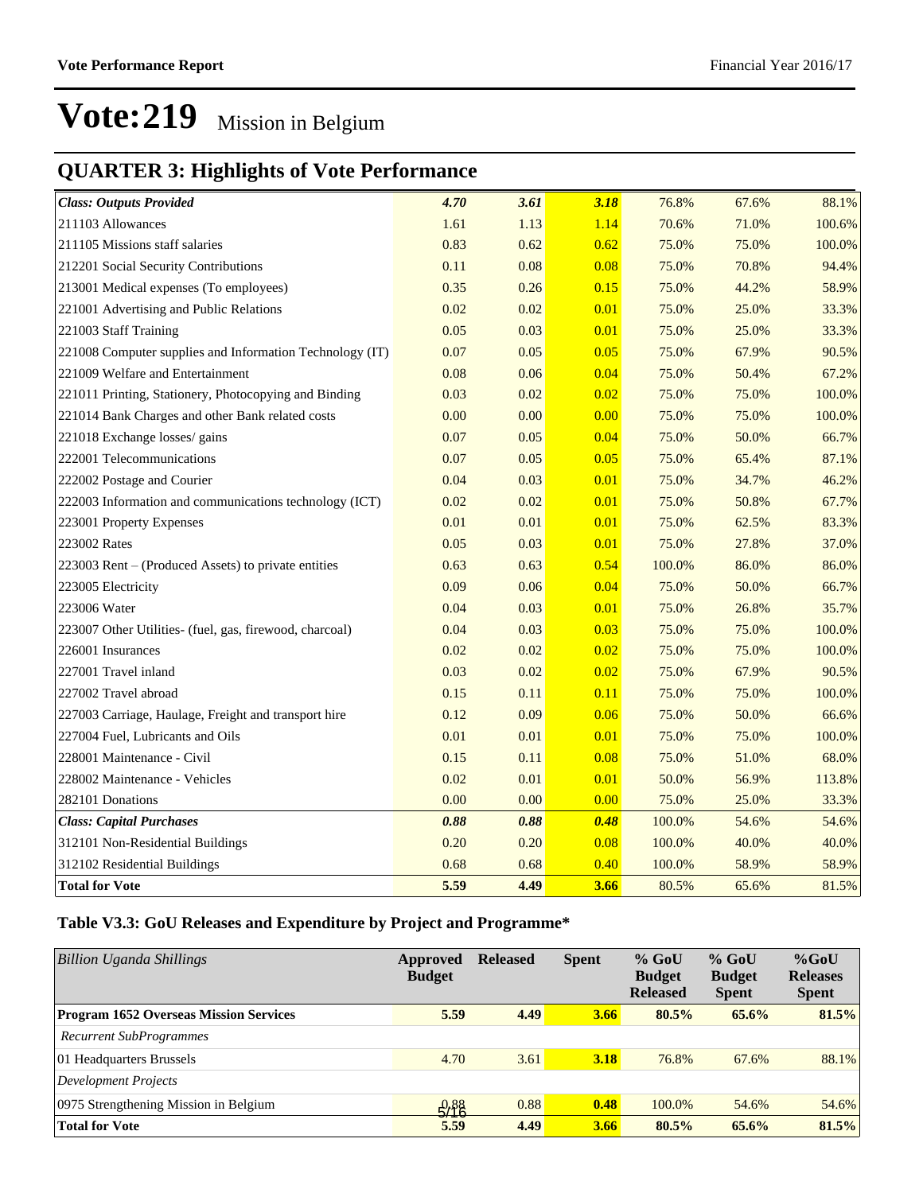# Vote:219 Mission in Belgium

## QUARTER 3: Highlights of Vote Performance

| | | | | | | |
|---|---|---|---|---|---|---|
| ***Class: Outputs Provided*** | ***4.70*** | ***3.61*** | ***3.18*** | 76.8% | 67.6% | 88.1% |
| 211103 Allowances | 1.61 | 1.13 | 1.14 | 70.6% | 71.0% | 100.6% |
| 211105 Missions staff salaries | 0.83 | 0.62 | 0.62 | 75.0% | 75.0% | 100.0% |
| 212201 Social Security Contributions | 0.11 | 0.08 | 0.08 | 75.0% | 70.8% | 94.4% |
| 213001 Medical expenses (To employees) | 0.35 | 0.26 | 0.15 | 75.0% | 44.2% | 58.9% |
| 221001 Advertising and Public Relations | 0.02 | 0.02 | 0.01 | 75.0% | 25.0% | 33.3% |
| 221003 Staff Training | 0.05 | 0.03 | 0.01 | 75.0% | 25.0% | 33.3% |
| 221008 Computer supplies and Information Technology (IT) | 0.07 | 0.05 | 0.05 | 75.0% | 67.9% | 90.5% |
| 221009 Welfare and Entertainment | 0.08 | 0.06 | 0.04 | 75.0% | 50.4% | 67.2% |
| 221011 Printing, Stationery, Photocopying and Binding | 0.03 | 0.02 | 0.02 | 75.0% | 75.0% | 100.0% |
| 221014 Bank Charges and other Bank related costs | 0.00 | 0.00 | 0.00 | 75.0% | 75.0% | 100.0% |
| 221018 Exchange losses/ gains | 0.07 | 0.05 | 0.04 | 75.0% | 50.0% | 66.7% |
| 222001 Telecommunications | 0.07 | 0.05 | 0.05 | 75.0% | 65.4% | 87.1% |
| 222002 Postage and Courier | 0.04 | 0.03 | 0.01 | 75.0% | 34.7% | 46.2% |
| 222003 Information and communications technology (ICT) | 0.02 | 0.02 | 0.01 | 75.0% | 50.8% | 67.7% |
| 223001 Property Expenses | 0.01 | 0.01 | 0.01 | 75.0% | 62.5% | 83.3% |
| 223002 Rates | 0.05 | 0.03 | 0.01 | 75.0% | 27.8% | 37.0% |
| 223003 Rent – (Produced Assets) to private entities | 0.63 | 0.63 | 0.54 | 100.0% | 86.0% | 86.0% |
| 223005 Electricity | 0.09 | 0.06 | 0.04 | 75.0% | 50.0% | 66.7% |
| 223006 Water | 0.04 | 0.03 | 0.01 | 75.0% | 26.8% | 35.7% |
| 223007 Other Utilities- (fuel, gas, firewood, charcoal) | 0.04 | 0.03 | 0.03 | 75.0% | 75.0% | 100.0% |
| 226001 Insurances | 0.02 | 0.02 | 0.02 | 75.0% | 75.0% | 100.0% |
| 227001 Travel inland | 0.03 | 0.02 | 0.02 | 75.0% | 67.9% | 90.5% |
| 227002 Travel abroad | 0.15 | 0.11 | 0.11 | 75.0% | 75.0% | 100.0% |
| 227003 Carriage, Haulage, Freight and transport hire | 0.12 | 0.09 | 0.06 | 75.0% | 50.0% | 66.6% |
| 227004 Fuel, Lubricants and Oils | 0.01 | 0.01 | 0.01 | 75.0% | 75.0% | 100.0% |
| 228001 Maintenance - Civil | 0.15 | 0.11 | 0.08 | 75.0% | 51.0% | 68.0% |
| 228002 Maintenance - Vehicles | 0.02 | 0.01 | 0.01 | 50.0% | 56.9% | 113.8% |
| 282101 Donations | 0.00 | 0.00 | 0.00 | 75.0% | 25.0% | 33.3% |
| ***Class: Capital Purchases*** | ***0.88*** | ***0.88*** | ***0.48*** | 100.0% | 54.6% | 54.6% |
| 312101 Non-Residential Buildings | 0.20 | 0.20 | 0.08 | 100.0% | 40.0% | 40.0% |
| 312102 Residential Buildings | 0.68 | 0.68 | 0.40 | 100.0% | 58.9% | 58.9% |
| **Total for Vote** | **5.59** | **4.49** | **3.66** | 80.5% | 65.6% | 81.5% |

### Table V3.3: GoU Releases and Expenditure by Project and Programme*

| *Billion Uganda Shillings* | **Approved Budget** | **Released** | **Spent** | **% GoU Budget Released** | **% GoU Budget Spent** | **%GoU Releases Spent** |
|---|---|---|---|---|---|---|
| **Program 1652 Overseas Mission Services** | **5.59** | **4.49** | **3.66** | **80.5%** | **65.6%** | **81.5%** |
| *Recurrent SubProgrammes* | | | | | | |
| 01 Headquarters Brussels | 4.70 | 3.61 | **3.18** | 76.8% | 67.6% | 88.1% |
| *Development Projects* | | | | | | |
| 0975 Strengthening Mission in Belgium | 0.88 | 0.88 | **0.48** | 100.0% | 54.6% | 54.6% |
| **Total for Vote** | **5.59** | **4.49** | **3.66** | **80.5%** | **65.6%** | **81.5%** |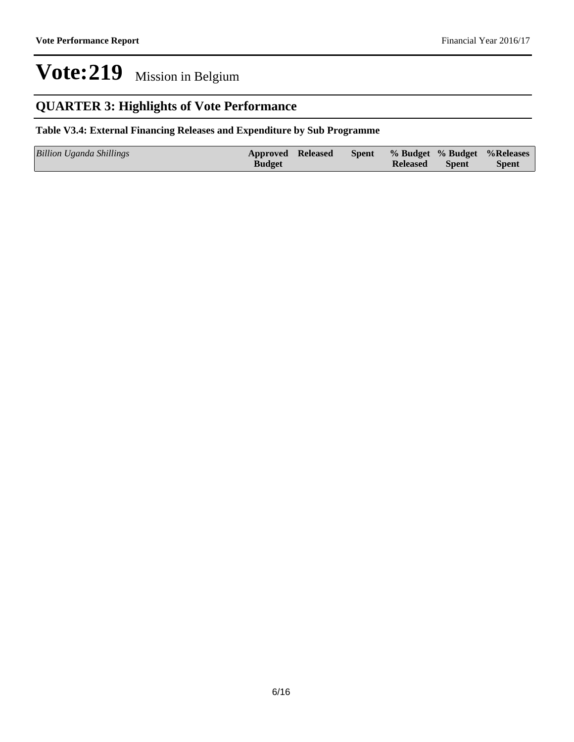# Vote:219 Mission in Belgium

## QUARTER 3: Highlights of Vote Performance

**Table V3.4: External Financing Releases and Expenditure by Sub Programme**

| *Billion Uganda Shillings* | Approved Budget | Released | Spent | % Budget Released | % Budget Spent | %Releases Spent |
|---|---|---|---|---|---|---|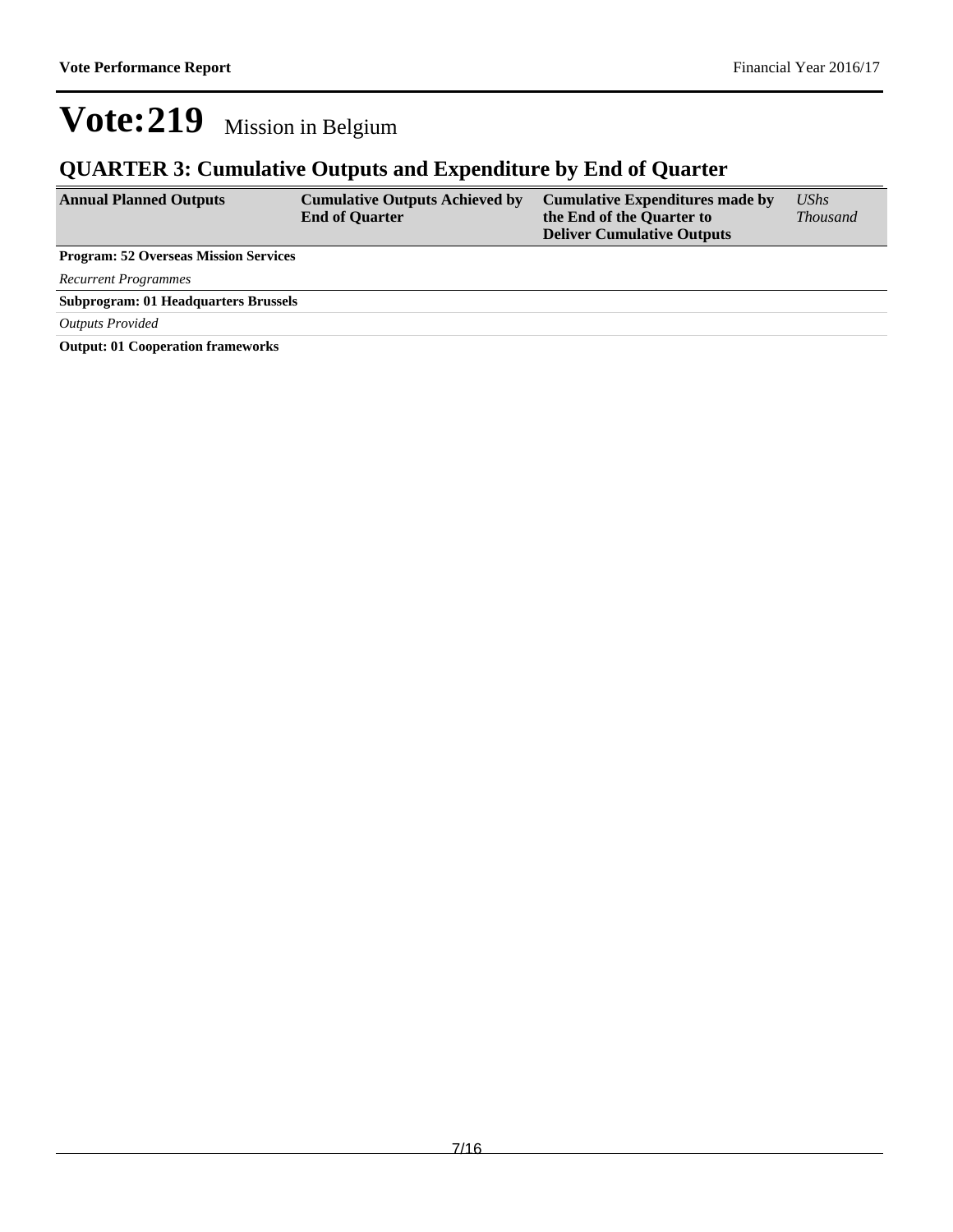# Vote:219 Mission in Belgium

## QUARTER 3: Cumulative Outputs and Expenditure by End of Quarter

| Annual Planned Outputs | Cumulative Outputs Achieved by End of Quarter | Cumulative Expenditures made by the End of the Quarter to Deliver Cumulative Outputs | *UShs Thousand* |
|---|---|---|---|
| **Program: 52 Overseas Mission Services** | | | |
| *Recurrent Programmes* | | | |
| **Subprogram: 01 Headquarters Brussels** | | | |
| *Outputs Provided* | | | |
| **Output: 01 Cooperation frameworks** | | | |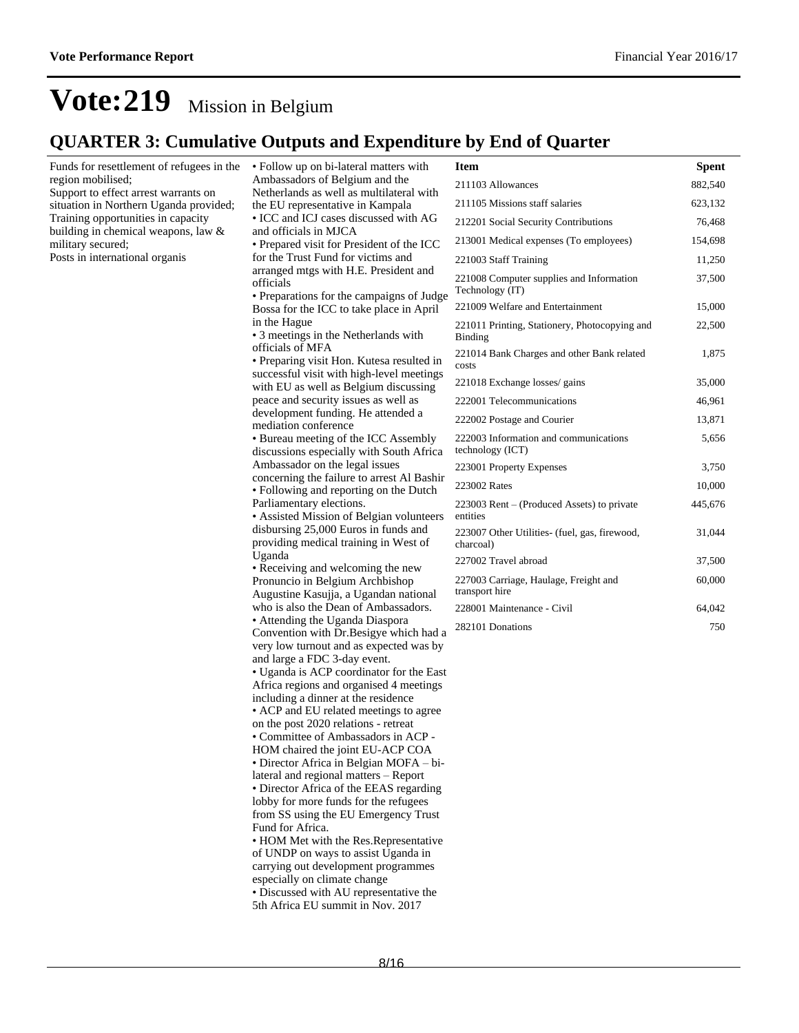# Vote:219 Mission in Belgium

## QUARTER 3: Cumulative Outputs and Expenditure by End of Quarter

Funds for resettlement of refugees in the region mobilised;
Support to effect arrest warrants on situation in Northern Uganda provided;
Training opportunities in capacity building in chemical weapons, law & military secured;
Posts in international organis

• Follow up on bi-lateral matters with Ambassadors of Belgium and the Netherlands as well as multilateral with the EU representative in Kampala
• ICC and ICJ cases discussed with AG and officials in MJCA
• Prepared visit for President of the ICC for the Trust Fund for victims and arranged mtgs with H.E. President and officials
• Preparations for the campaigns of Judge Bossa for the ICC to take place in April in the Hague
• 3 meetings in the Netherlands with officials of MFA
• Preparing visit Hon. Kutesa resulted in successful visit with high-level meetings with EU as well as Belgium discussing peace and security issues as well as development funding. He attended a mediation conference
• Bureau meeting of the ICC Assembly discussions especially with South Africa Ambassador on the legal issues concerning the failure to arrest Al Bashir
• Following and reporting on the Dutch Parliamentary elections.
• Assisted Mission of Belgian volunteers disbursing 25,000 Euros in funds and providing medical training in West of Uganda
• Receiving and welcoming the new Pronuncio in Belgium Archbishop Augustine Kasujja, a Ugandan national who is also the Dean of Ambassadors.
• Attending the Uganda Diaspora Convention with Dr.Besigye which had a very low turnout and as expected was by and large a FDC 3-day event.
• Uganda is ACP coordinator for the East Africa regions and organised 4 meetings including a dinner at the residence
• ACP and EU related meetings to agree on the post 2020 relations - retreat
• Committee of Ambassadors in ACP - HOM chaired the joint EU-ACP COA
• Director Africa in Belgian MOFA – bi-lateral and regional matters – Report
• Director Africa of the EEAS regarding lobby for more funds for the refugees from SS using the EU Emergency Trust Fund for Africa.
• HOM Met with the Res.Representative of UNDP on ways to assist Uganda in carrying out development programmes especially on climate change
• Discussed with AU representative the 5th Africa EU summit in Nov. 2017

| Item | Spent |
|---|---|
| 211103 Allowances | 882,540 |
| 211105 Missions staff salaries | 623,132 |
| 212201 Social Security Contributions | 76,468 |
| 213001 Medical expenses (To employees) | 154,698 |
| 221003 Staff Training | 11,250 |
| 221008 Computer supplies and Information Technology (IT) | 37,500 |
| 221009 Welfare and Entertainment | 15,000 |
| 221011 Printing, Stationery, Photocopying and Binding | 22,500 |
| 221014 Bank Charges and other Bank related costs | 1,875 |
| 221018 Exchange losses/ gains | 35,000 |
| 222001 Telecommunications | 46,961 |
| 222002 Postage and Courier | 13,871 |
| 222003 Information and communications technology (ICT) | 5,656 |
| 223001 Property Expenses | 3,750 |
| 223002 Rates | 10,000 |
| 223003 Rent – (Produced Assets) to private entities | 445,676 |
| 223007 Other Utilities- (fuel, gas, firewood, charcoal) | 31,044 |
| 227002 Travel abroad | 37,500 |
| 227003 Carriage, Haulage, Freight and transport hire | 60,000 |
| 228001 Maintenance - Civil | 64,042 |
| 282101 Donations | 750 |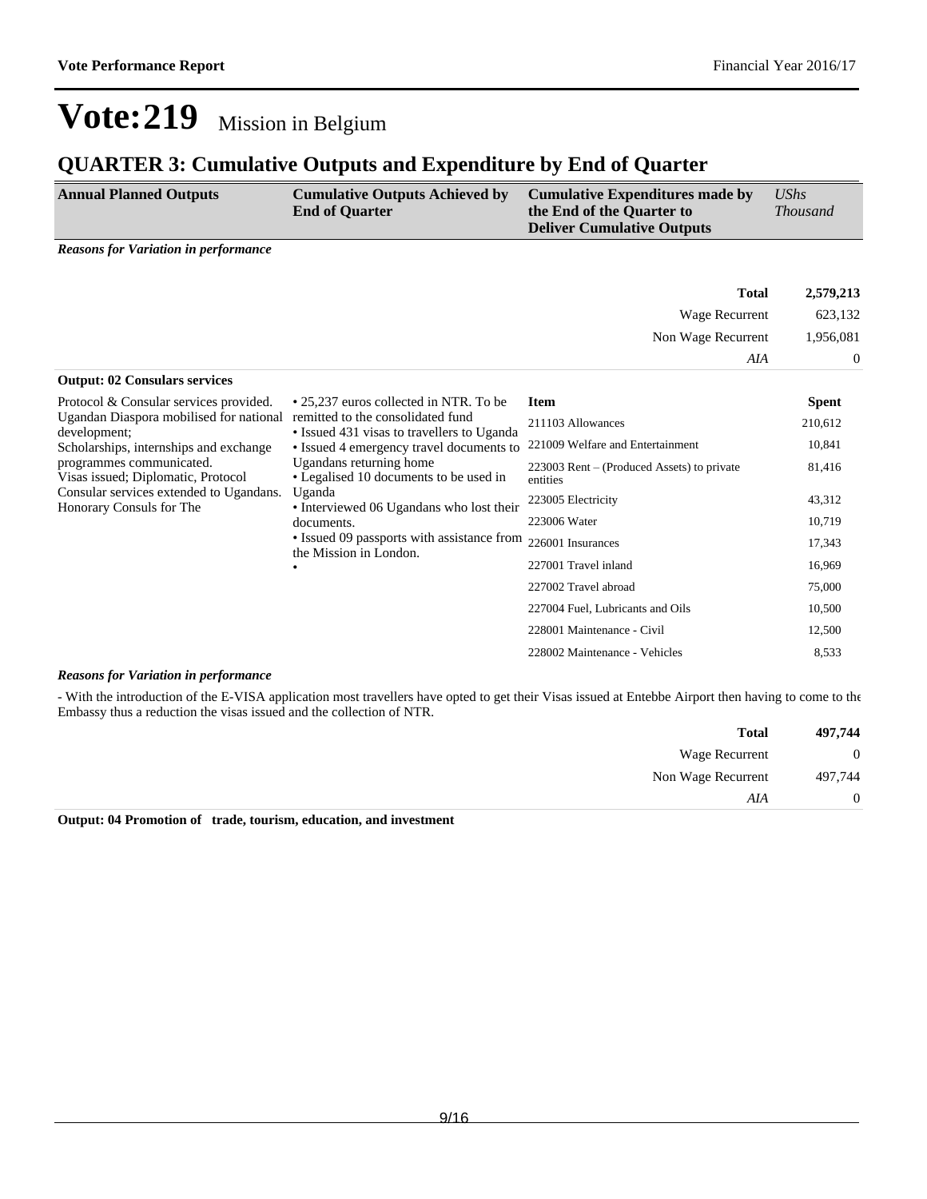# Vote:219 Mission in Belgium

## QUARTER 3: Cumulative Outputs and Expenditure by End of Quarter

| Annual Planned Outputs | Cumulative Outputs Achieved by End of Quarter | Cumulative Expenditures made by the End of the Quarter to Deliver Cumulative Outputs | *UShs Thousand* |
|---|---|---|---|

***Reasons for Variation in performance***

| | |
|---|---|
| **Total** | **2,579,213** |
| Wage Recurrent | 623,132 |
| Non Wage Recurrent | 1,956,081 |
| *AIA* | 0 |

**Output: 02 Consulars services**

| Annual Planned Outputs | Cumulative Outputs Achieved by End of Quarter | Item | Spent |
|---|---|---|---|
| Protocol & Consular services provided. Ugandan Diaspora mobilised for national development; Scholarships, internships and exchange programmes communicated. Visas issued; Diplomatic, Protocol Consular services extended to Ugandans. Honorary Consuls for The | • 25,237 euros collected in NTR. To be remitted to the consolidated fund<br>• Issued 431 visas to travellers to Uganda<br>• Issued 4 emergency travel documents to Ugandans returning home<br>• Legalised 10 documents to be used in Uganda<br>• Interviewed 06 Ugandans who lost their documents.<br>• Issued 09 passports with assistance from the Mission in London.<br>• | 211103 Allowances | 210,612 |
| | | 221009 Welfare and Entertainment | 10,841 |
| | | 223003 Rent – (Produced Assets) to private entities | 81,416 |
| | | 223005 Electricity | 43,312 |
| | | 223006 Water | 10,719 |
| | | 226001 Insurances | 17,343 |
| | | 227001 Travel inland | 16,969 |
| | | 227002 Travel abroad | 75,000 |
| | | 227004 Fuel, Lubricants and Oils | 10,500 |
| | | 228001 Maintenance - Civil | 12,500 |
| | | 228002 Maintenance - Vehicles | 8,533 |

***Reasons for Variation in performance***

- With the introduction of the E-VISA application most travellers have opted to get their Visas issued at Entebbe Airport then having to come to the Embassy thus a reduction the visas issued and the collection of NTR.

| | |
|---|---|
| **Total** | **497,744** |
| Wage Recurrent | 0 |
| Non Wage Recurrent | 497,744 |
| *AIA* | 0 |

**Output: 04 Promotion of trade, tourism, education, and investment**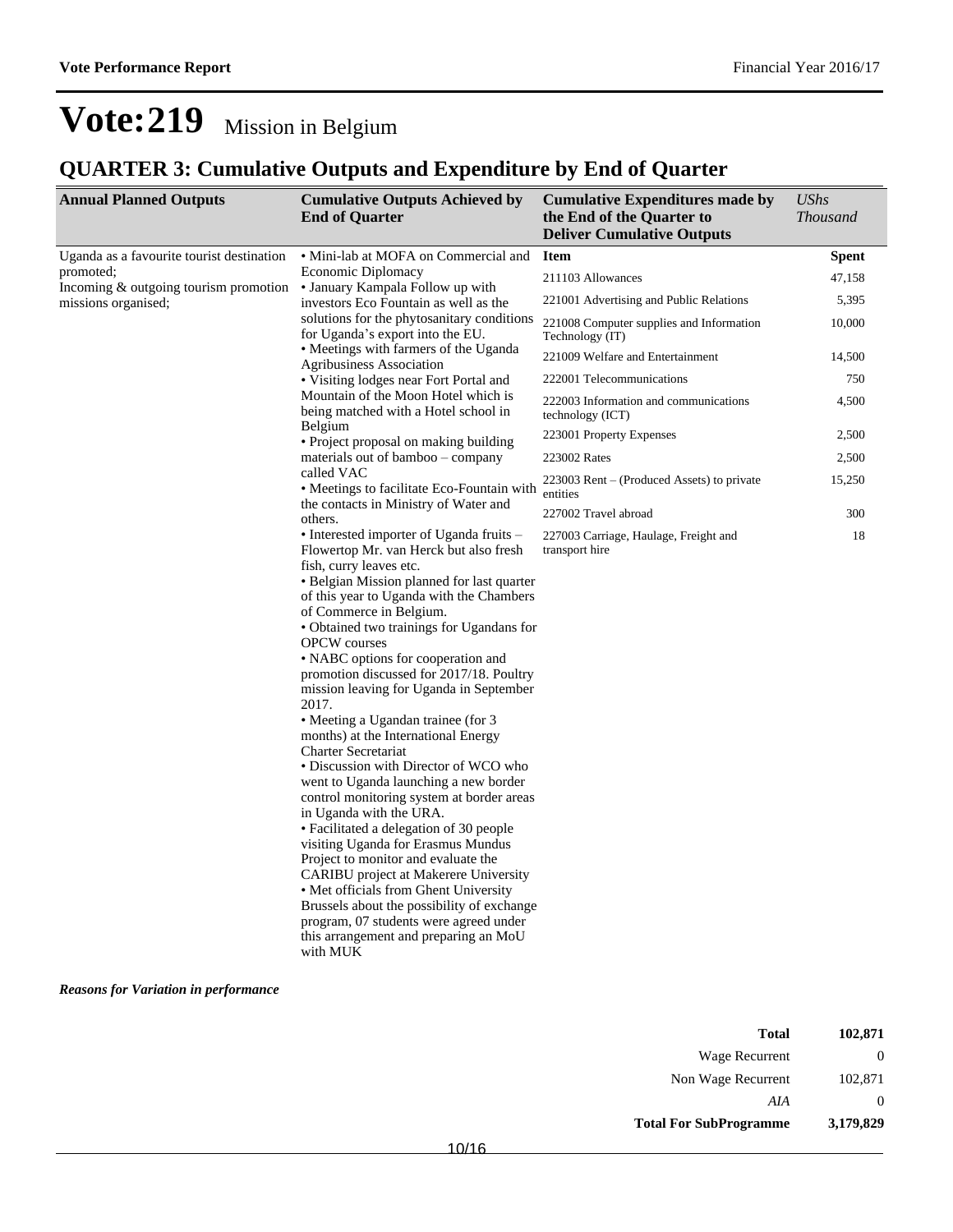# Vote:219 Mission in Belgium

## QUARTER 3: Cumulative Outputs and Expenditure by End of Quarter

| Annual Planned Outputs | Cumulative Outputs Achieved by End of Quarter | Cumulative Expenditures made by the End of the Quarter to Deliver Cumulative Outputs | *UShs Thousand* |
|---|---|---|---|
| Uganda as a favourite tourist destination promoted;<br>Incoming & outgoing tourism promotion missions organised; | • Mini-lab at MOFA on Commercial and Economic Diplomacy<br>• January Kampala Follow up with investors Eco Fountain as well as the solutions for the phytosanitary conditions for Uganda's export into the EU.<br>• Meetings with farmers of the Uganda Agribusiness Association<br>• Visiting lodges near Fort Portal and Mountain of the Moon Hotel which is being matched with a Hotel school in Belgium<br>• Project proposal on making building materials out of bamboo – company called VAC<br>• Meetings to facilitate Eco-Fountain with the contacts in Ministry of Water and others.<br>• Interested importer of Uganda fruits – Flowertop Mr. van Herck but also fresh fish, curry leaves etc.<br>• Belgian Mission planned for last quarter of this year to Uganda with the Chambers of Commerce in Belgium.<br>• Obtained two trainings for Ugandans for OPCW courses<br>• NABC options for cooperation and promotion discussed for 2017/18. Poultry mission leaving for Uganda in September 2017.<br>• Meeting a Ugandan trainee (for 3 months) at the International Energy Charter Secretariat<br>• Discussion with Director of WCO who went to Uganda launching a new border control monitoring system at border areas in Uganda with the URA.<br>• Facilitated a delegation of 30 people visiting Uganda for Erasmus Mundus Project to monitor and evaluate the CARIBU project at Makerere University<br>• Met officials from Ghent University Brussels about the possibility of exchange program, 07 students were agreed under this arrangement and preparing an MoU with MUK | **Item** | **Spent** |
| | | 211103 Allowances | 47,158 |
| | | 221001 Advertising and Public Relations | 5,395 |
| | | 221008 Computer supplies and Information Technology (IT) | 10,000 |
| | | 221009 Welfare and Entertainment | 14,500 |
| | | 222001 Telecommunications | 750 |
| | | 222003 Information and communications technology (ICT) | 4,500 |
| | | 223001 Property Expenses | 2,500 |
| | | 223002 Rates | 2,500 |
| | | 223003 Rent – (Produced Assets) to private entities | 15,250 |
| | | 227002 Travel abroad | 300 |
| | | 227003 Carriage, Haulage, Freight and transport hire | 18 |

***Reasons for Variation in performance***

| | |
|---|---|
| **Total** | **102,871** |
| Wage Recurrent | 0 |
| Non Wage Recurrent | 102,871 |
| *AIA* | 0 |
| **Total For SubProgramme** | **3,179,829** |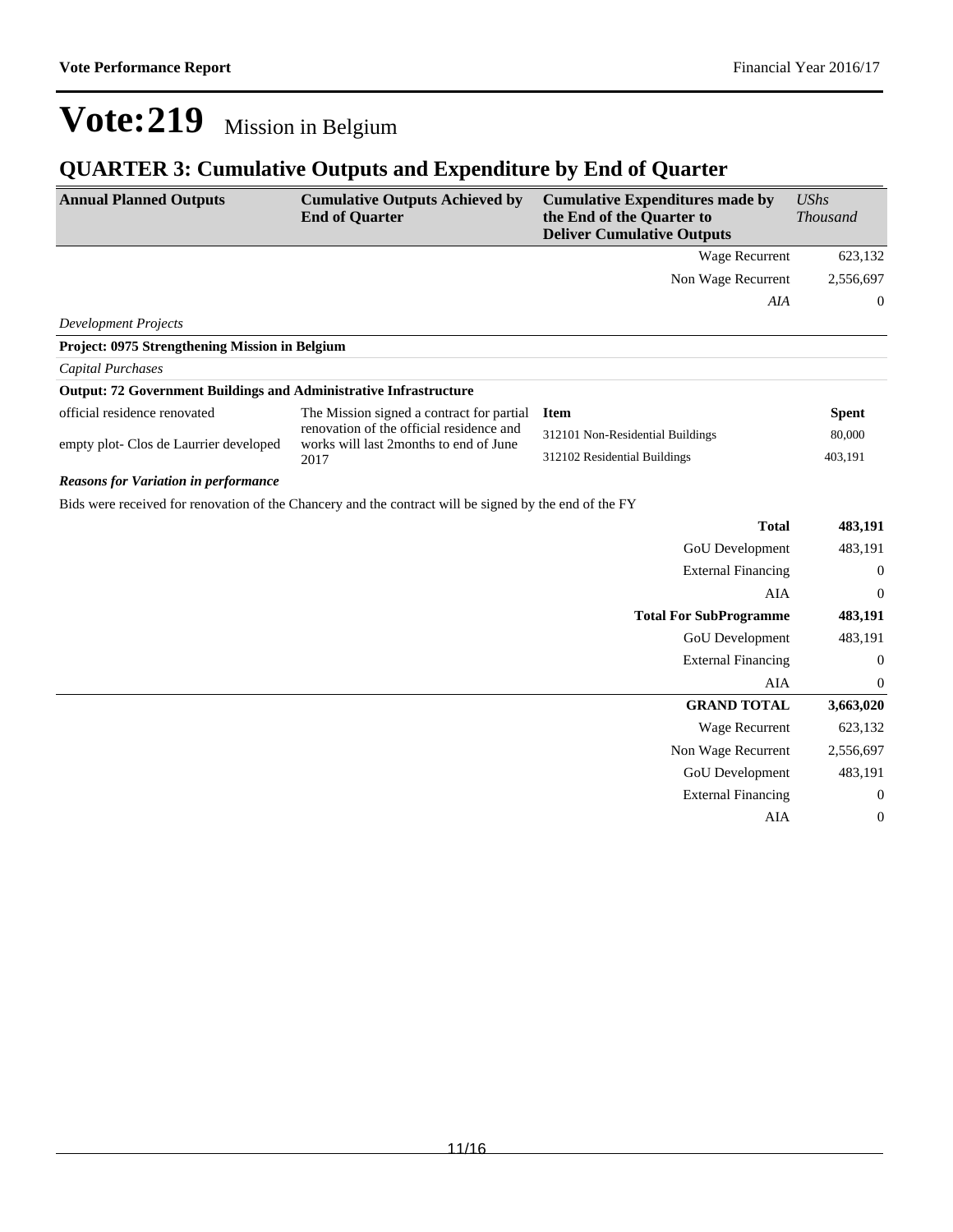# Vote:219 Mission in Belgium

## QUARTER 3: Cumulative Outputs and Expenditure by End of Quarter

| Annual Planned Outputs | Cumulative Outputs Achieved by End of Quarter | Cumulative Expenditures made by the End of the Quarter to Deliver Cumulative Outputs | *UShs Thousand* |
|---|---|---|---|
| | | Wage Recurrent | 623,132 |
| | | Non Wage Recurrent | 2,556,697 |
| | | *AIA* | 0 |
| *Development Projects* | | | |
| **Project: 0975 Strengthening Mission in Belgium** | | | |
| *Capital Purchases* | | | |
| **Output: 72 Government Buildings and Administrative Infrastructure** | | | |
| official residence renovated<br><br>empty plot- Clos de Laurrier developed | The Mission signed a contract for partial renovation of the official residence and works will last 2months to end of June 2017 | **Item** | **Spent** |
| | | 312101 Non-Residential Buildings | 80,000 |
| | | 312102 Residential Buildings | 403,191 |
| ***Reasons for Variation in performance*** | | | |
| Bids were received for renovation of the Chancery and the contract will be signed by the end of the FY | | | |
| | | **Total** | **483,191** |
| | | GoU Development | 483,191 |
| | | External Financing | 0 |
| | | AIA | 0 |
| | | **Total For SubProgramme** | **483,191** |
| | | GoU Development | 483,191 |
| | | External Financing | 0 |
| | | AIA | 0 |
| | | **GRAND TOTAL** | **3,663,020** |
| | | Wage Recurrent | 623,132 |
| | | Non Wage Recurrent | 2,556,697 |
| | | GoU Development | 483,191 |
| | | External Financing | 0 |
| | | AIA | 0 |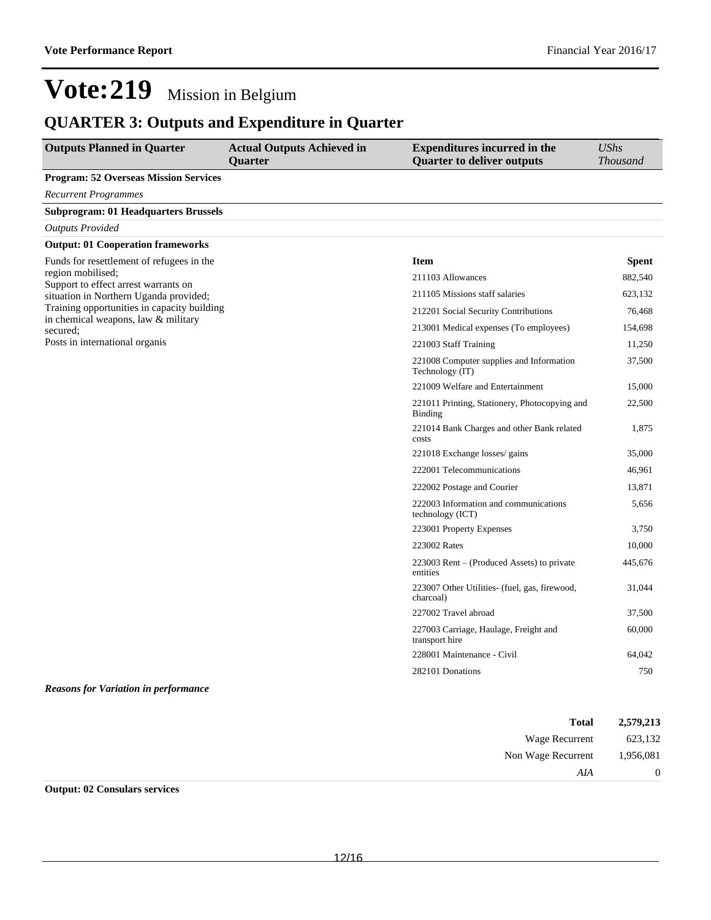# Vote:219 Mission in Belgium

## QUARTER 3: Outputs and Expenditure in Quarter

| Outputs Planned in Quarter | Actual Outputs Achieved in Quarter | Expenditures incurred in the Quarter to deliver outputs | *UShs Thousand* |
|---|---|---|---|

**Program: 52 Overseas Mission Services**

*Recurrent Programmes*

**Subprogram: 01 Headquarters Brussels**

*Outputs Provided*

**Output: 01 Cooperation frameworks**

Funds for resettlement of refugees in the region mobilised;
Support to effect arrest warrants on situation in Northern Uganda provided;
Training opportunities in capacity building in chemical weapons, law & military secured;
Posts in international organis

| Item | Spent |
|---|---|
| 211103 Allowances | 882,540 |
| 211105 Missions staff salaries | 623,132 |
| 212201 Social Security Contributions | 76,468 |
| 213001 Medical expenses (To employees) | 154,698 |
| 221003 Staff Training | 11,250 |
| 221008 Computer supplies and Information Technology (IT) | 37,500 |
| 221009 Welfare and Entertainment | 15,000 |
| 221011 Printing, Stationery, Photocopying and Binding | 22,500 |
| 221014 Bank Charges and other Bank related costs | 1,875 |
| 221018 Exchange losses/ gains | 35,000 |
| 222001 Telecommunications | 46,961 |
| 222002 Postage and Courier | 13,871 |
| 222003 Information and communications technology (ICT) | 5,656 |
| 223001 Property Expenses | 3,750 |
| 223002 Rates | 10,000 |
| 223003 Rent – (Produced Assets) to private entities | 445,676 |
| 223007 Other Utilities- (fuel, gas, firewood, charcoal) | 31,044 |
| 227002 Travel abroad | 37,500 |
| 227003 Carriage, Haulage, Freight and transport hire | 60,000 |
| 228001 Maintenance - Civil | 64,042 |
| 282101 Donations | 750 |

***Reasons for Variation in performance***

| | |
|---|---|
| **Total** | **2,579,213** |
| Wage Recurrent | 623,132 |
| Non Wage Recurrent | 1,956,081 |
| *AIA* | 0 |

**Output: 02 Consulars services**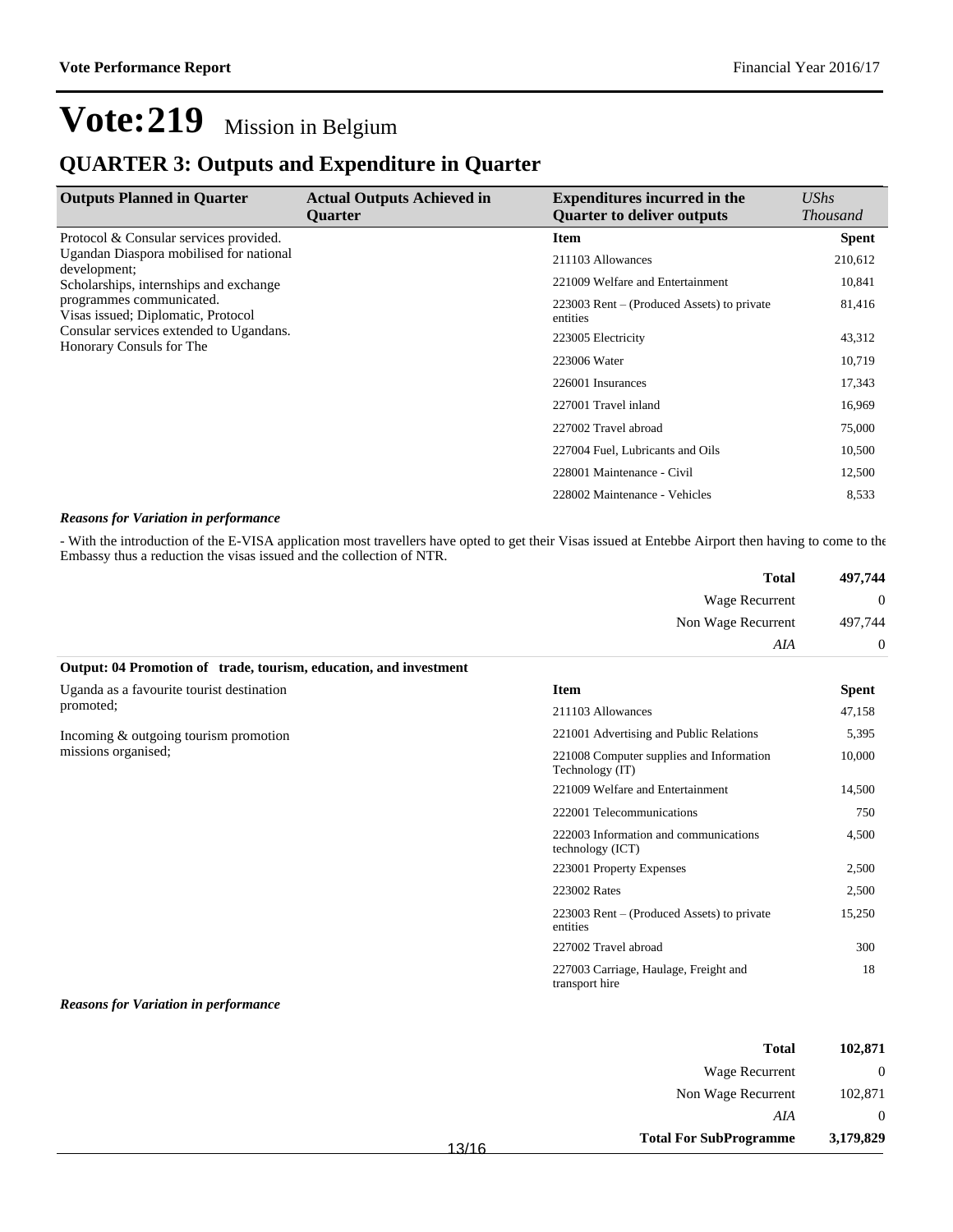# Vote:219 Mission in Belgium

## QUARTER 3: Outputs and Expenditure in Quarter

| Outputs Planned in Quarter | Actual Outputs Achieved in Quarter | Expenditures incurred in the Quarter to deliver outputs | *UShs Thousand* |
|---|---|---|---|
| Protocol & Consular services provided. Ugandan Diaspora mobilised for national development; Scholarships, internships and exchange programmes communicated. Visas issued; Diplomatic, Protocol Consular services extended to Ugandans. Honorary Consuls for The | | **Item** | **Spent** |
| | | 211103 Allowances | 210,612 |
| | | 221009 Welfare and Entertainment | 10,841 |
| | | 223003 Rent – (Produced Assets) to private entities | 81,416 |
| | | 223005 Electricity | 43,312 |
| | | 223006 Water | 10,719 |
| | | 226001 Insurances | 17,343 |
| | | 227001 Travel inland | 16,969 |
| | | 227002 Travel abroad | 75,000 |
| | | 227004 Fuel, Lubricants and Oils | 10,500 |
| | | 228001 Maintenance - Civil | 12,500 |
| | | 228002 Maintenance - Vehicles | 8,533 |

***Reasons for Variation in performance***

- With the introduction of the E-VISA application most travellers have opted to get their Visas issued at Entebbe Airport then having to come to the Embassy thus a reduction the visas issued and the collection of NTR.

| | |
|---|---|
| **Total** | **497,744** |
| Wage Recurrent | 0 |
| Non Wage Recurrent | 497,744 |
| *AIA* | 0 |

**Output: 04 Promotion of trade, tourism, education, and investment**

| Outputs Planned in Quarter | Actual Outputs Achieved in Quarter | Expenditures incurred in the Quarter to deliver outputs | *UShs Thousand* |
|---|---|---|---|
| Uganda as a favourite tourist destination promoted;<br><br>Incoming & outgoing tourism promotion missions organised; | | **Item** | **Spent** |
| | | 211103 Allowances | 47,158 |
| | | 221001 Advertising and Public Relations | 5,395 |
| | | 221008 Computer supplies and Information Technology (IT) | 10,000 |
| | | 221009 Welfare and Entertainment | 14,500 |
| | | 222001 Telecommunications | 750 |
| | | 222003 Information and communications technology (ICT) | 4,500 |
| | | 223001 Property Expenses | 2,500 |
| | | 223002 Rates | 2,500 |
| | | 223003 Rent – (Produced Assets) to private entities | 15,250 |
| | | 227002 Travel abroad | 300 |
| | | 227003 Carriage, Haulage, Freight and transport hire | 18 |

***Reasons for Variation in performance***

| | |
|---|---|
| **Total** | **102,871** |
| Wage Recurrent | 0 |
| Non Wage Recurrent | 102,871 |
| *AIA* | 0 |
| **Total For SubProgramme** | **3,179,829** |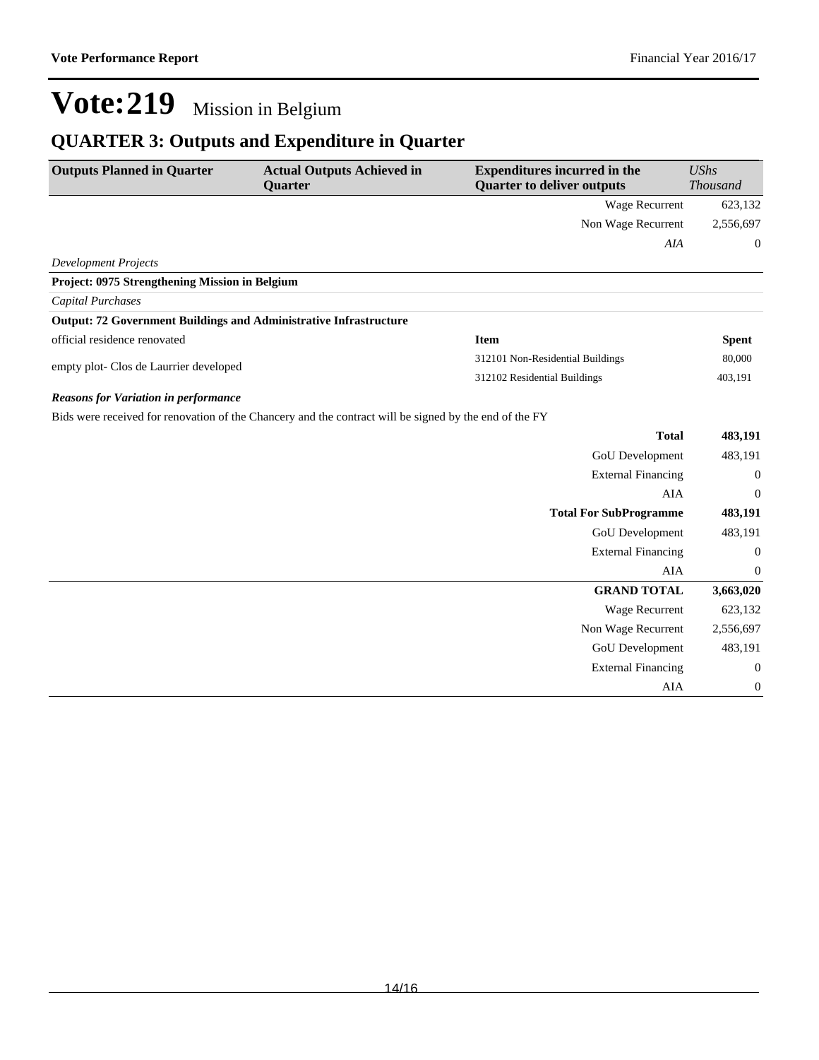# Vote:219 Mission in Belgium

## QUARTER 3: Outputs and Expenditure in Quarter

| Outputs Planned in Quarter | Actual Outputs Achieved in Quarter | Expenditures incurred in the Quarter to deliver outputs | *UShs Thousand* |
|---|---|---|---|
| | | Wage Recurrent | 623,132 |
| | | Non Wage Recurrent | 2,556,697 |
| | | *AIA* | 0 |
| *Development Projects* | | | |
| **Project: 0975 Strengthening Mission in Belgium** | | | |
| *Capital Purchases* | | | |
| **Output: 72 Government Buildings and Administrative Infrastructure** | | | |
| official residence renovated | | **Item** | **Spent** |
| empty plot- Clos de Laurrier developed | | 312101 Non-Residential Buildings | 80,000 |
| | | 312102 Residential Buildings | 403,191 |

***Reasons for Variation in performance***

Bids were received for renovation of the Chancery and the contract will be signed by the end of the FY

| | |
|---|---|
| **Total** | **483,191** |
| GoU Development | 483,191 |
| External Financing | 0 |
| AIA | 0 |
| **Total For SubProgramme** | **483,191** |
| GoU Development | 483,191 |
| External Financing | 0 |
| AIA | 0 |
| **GRAND TOTAL** | **3,663,020** |
| Wage Recurrent | 623,132 |
| Non Wage Recurrent | 2,556,697 |
| GoU Development | 483,191 |
| External Financing | 0 |
| AIA | 0 |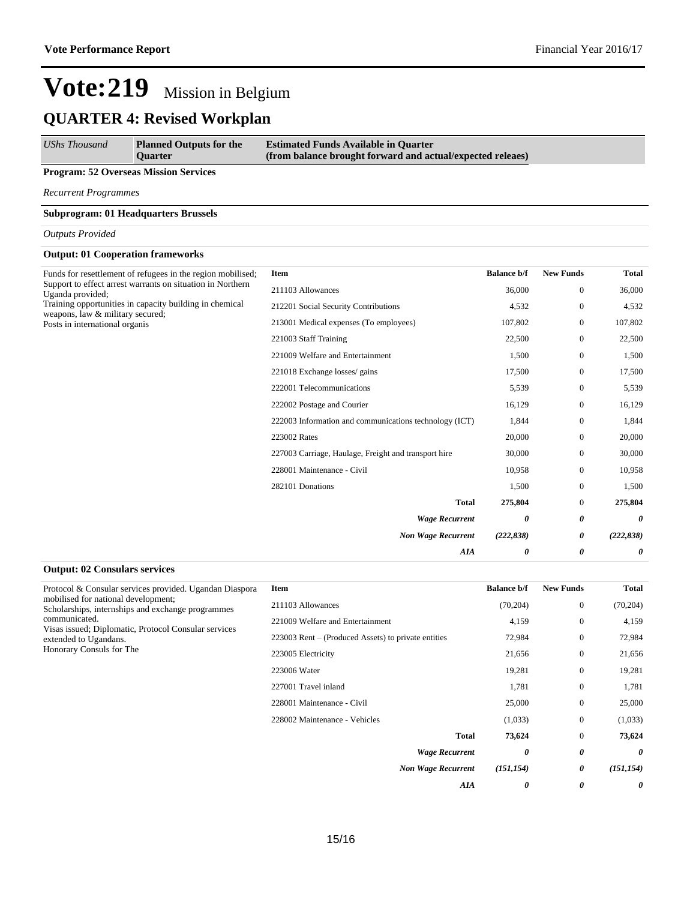# Vote:219 Mission in Belgium

## QUARTER 4: Revised Workplan

| *UShs Thousand* | **Planned Outputs for the Quarter** | **Estimated Funds Available in Quarter (from balance brought forward and actual/expected releaes)** |
|---|---|---|

**Program: 52 Overseas Mission Services**

*Recurrent Programmes*

**Subprogram: 01 Headquarters Brussels**

*Outputs Provided*

**Output: 01 Cooperation frameworks**

Funds for resettlement of refugees in the region mobilised;
Support to effect arrest warrants on situation in Northern Uganda provided;
Training opportunities in capacity building in chemical weapons, law & military secured;
Posts in international organis

| Item | Balance b/f | New Funds | Total |
|---|---|---|---|
| 211103 Allowances | 36,000 | 0 | 36,000 |
| 212201 Social Security Contributions | 4,532 | 0 | 4,532 |
| 213001 Medical expenses (To employees) | 107,802 | 0 | 107,802 |
| 221003 Staff Training | 22,500 | 0 | 22,500 |
| 221009 Welfare and Entertainment | 1,500 | 0 | 1,500 |
| 221018 Exchange losses/ gains | 17,500 | 0 | 17,500 |
| 222001 Telecommunications | 5,539 | 0 | 5,539 |
| 222002 Postage and Courier | 16,129 | 0 | 16,129 |
| 222003 Information and communications technology (ICT) | 1,844 | 0 | 1,844 |
| 223002 Rates | 20,000 | 0 | 20,000 |
| 227003 Carriage, Haulage, Freight and transport hire | 30,000 | 0 | 30,000 |
| 228001 Maintenance - Civil | 10,958 | 0 | 10,958 |
| 282101 Donations | 1,500 | 0 | 1,500 |
| **Total** | **275,804** | 0 | **275,804** |
| ***Wage Recurrent*** | ***0*** | ***0*** | ***0*** |
| ***Non Wage Recurrent*** | ***(222,838)*** | ***0*** | ***(222,838)*** |
| ***AIA*** | ***0*** | ***0*** | ***0*** |

**Output: 02 Consulars services**

Protocol & Consular services provided. Ugandan Diaspora mobilised for national development;
Scholarships, internships and exchange programmes communicated.
Visas issued; Diplomatic, Protocol Consular services extended to Ugandans.
Honorary Consuls for The

| Item | Balance b/f | New Funds | Total |
|---|---|---|---|
| 211103 Allowances | (70,204) | 0 | (70,204) |
| 221009 Welfare and Entertainment | 4,159 | 0 | 4,159 |
| 223003 Rent – (Produced Assets) to private entities | 72,984 | 0 | 72,984 |
| 223005 Electricity | 21,656 | 0 | 21,656 |
| 223006 Water | 19,281 | 0 | 19,281 |
| 227001 Travel inland | 1,781 | 0 | 1,781 |
| 228001 Maintenance - Civil | 25,000 | 0 | 25,000 |
| 228002 Maintenance - Vehicles | (1,033) | 0 | (1,033) |
| **Total** | **73,624** | 0 | **73,624** |
| ***Wage Recurrent*** | ***0*** | ***0*** | ***0*** |
| ***Non Wage Recurrent*** | ***(151,154)*** | ***0*** | ***(151,154)*** |
| ***AIA*** | ***0*** | ***0*** | ***0*** |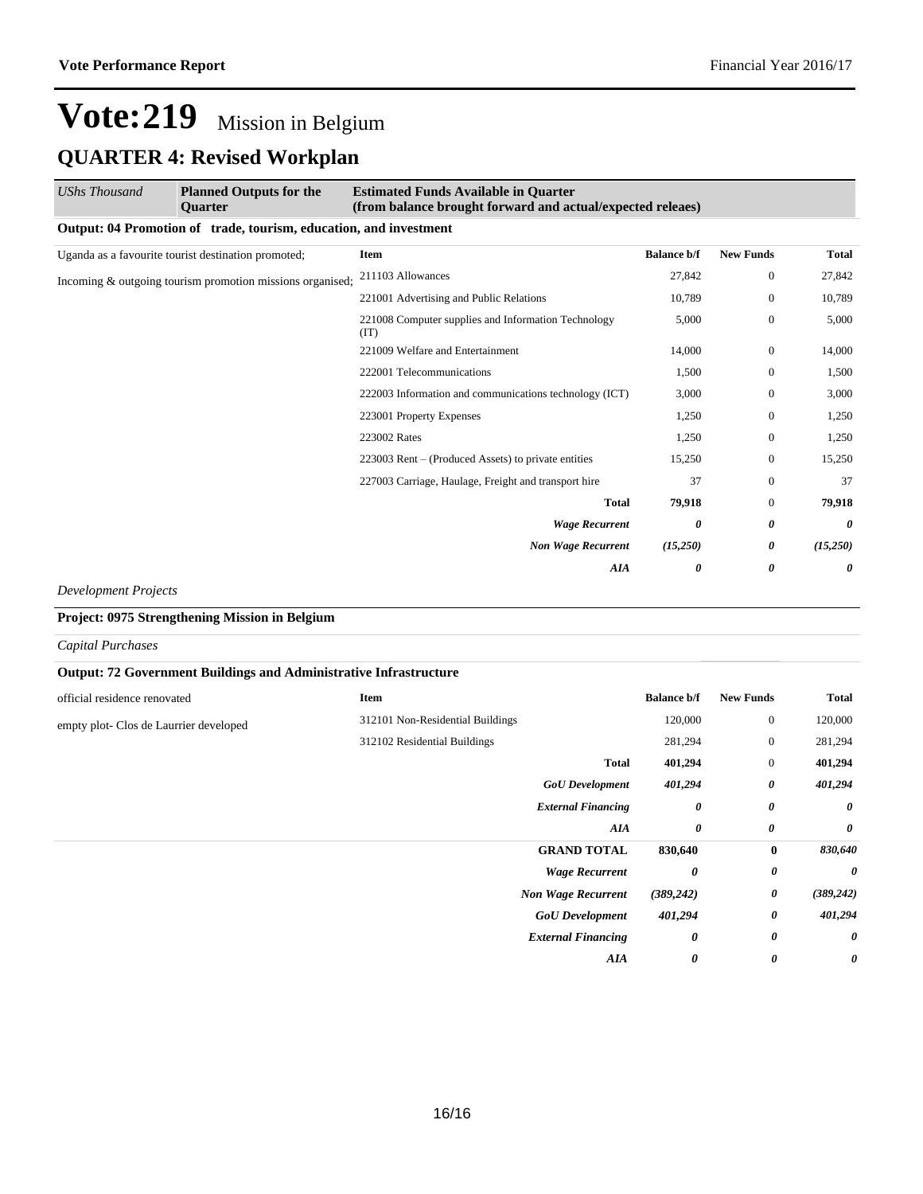# Vote:219 Mission in Belgium

## QUARTER 4: Revised Workplan

| *UShs Thousand* | **Planned Outputs for the Quarter** | **Estimated Funds Available in Quarter (from balance brought forward and actual/expected releaes)** | | | |
|---|---|---|---|---|---|
| **Output: 04 Promotion of trade, tourism, education, and investment** | | | | | |
| Uganda as a favourite tourist destination promoted; | | **Item** | **Balance b/f** | **New Funds** | **Total** |
| Incoming & outgoing tourism promotion missions organised; | | 211103 Allowances | 27,842 | 0 | 27,842 |
| | | 221001 Advertising and Public Relations | 10,789 | 0 | 10,789 |
| | | 221008 Computer supplies and Information Technology (IT) | 5,000 | 0 | 5,000 |
| | | 221009 Welfare and Entertainment | 14,000 | 0 | 14,000 |
| | | 222001 Telecommunications | 1,500 | 0 | 1,500 |
| | | 222003 Information and communications technology (ICT) | 3,000 | 0 | 3,000 |
| | | 223001 Property Expenses | 1,250 | 0 | 1,250 |
| | | 223002 Rates | 1,250 | 0 | 1,250 |
| | | 223003 Rent – (Produced Assets) to private entities | 15,250 | 0 | 15,250 |
| | | 227003 Carriage, Haulage, Freight and transport hire | 37 | 0 | 37 |
| | | **Total** | **79,918** | 0 | **79,918** |
| | | ***Wage Recurrent*** | ***0*** | ***0*** | ***0*** |
| | | ***Non Wage Recurrent*** | ***(15,250)*** | ***0*** | ***(15,250)*** |
| | | ***AIA*** | ***0*** | ***0*** | ***0*** |

*Development Projects*

**Project: 0975 Strengthening Mission in Belgium**

*Capital Purchases*

| | | | | |
|---|---|---|---|---|
| **Output: 72 Government Buildings and Administrative Infrastructure** | | | | |
| official residence renovated | **Item** | **Balance b/f** | **New Funds** | **Total** |
| empty plot- Clos de Laurrier developed | 312101 Non-Residential Buildings | 120,000 | 0 | 120,000 |
| | 312102 Residential Buildings | 281,294 | 0 | 281,294 |
| | **Total** | **401,294** | 0 | **401,294** |
| | ***GoU Development*** | ***401,294*** | ***0*** | ***401,294*** |
| | ***External Financing*** | ***0*** | ***0*** | ***0*** |
| | ***AIA*** | ***0*** | ***0*** | ***0*** |
| | **GRAND TOTAL** | **830,640** | **0** | ***830,640*** |
| | ***Wage Recurrent*** | ***0*** | ***0*** | ***0*** |
| | ***Non Wage Recurrent*** | ***(389,242)*** | ***0*** | ***(389,242)*** |
| | ***GoU Development*** | ***401,294*** | ***0*** | ***401,294*** |
| | ***External Financing*** | ***0*** | ***0*** | ***0*** |
| | ***AIA*** | ***0*** | ***0*** | ***0*** |